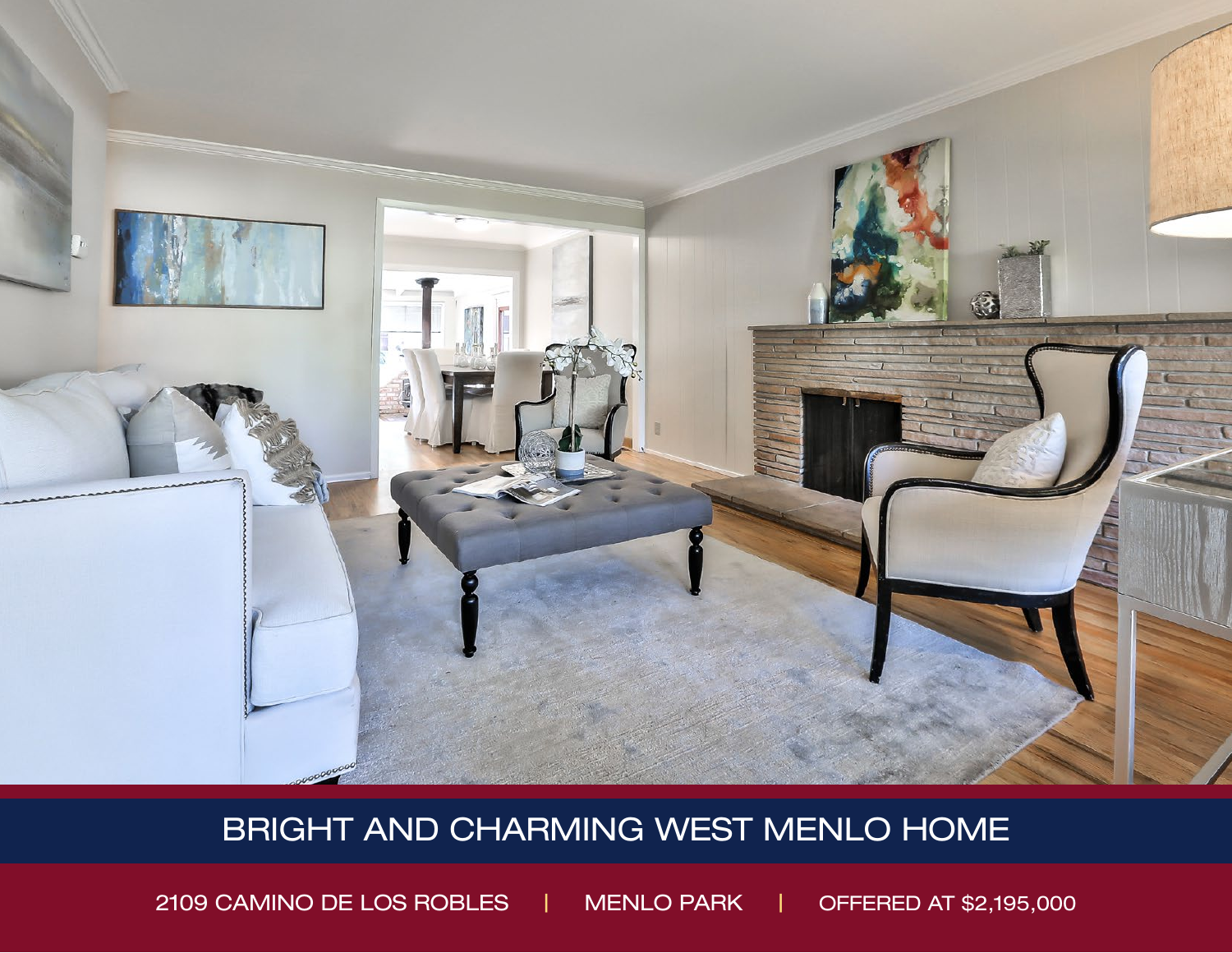# BRIGHT AND CHARMING WEST MENLO HOME

2109 CAMINO DE LOS ROBLES | MENLO PARK | OFFERED AT $2,195,000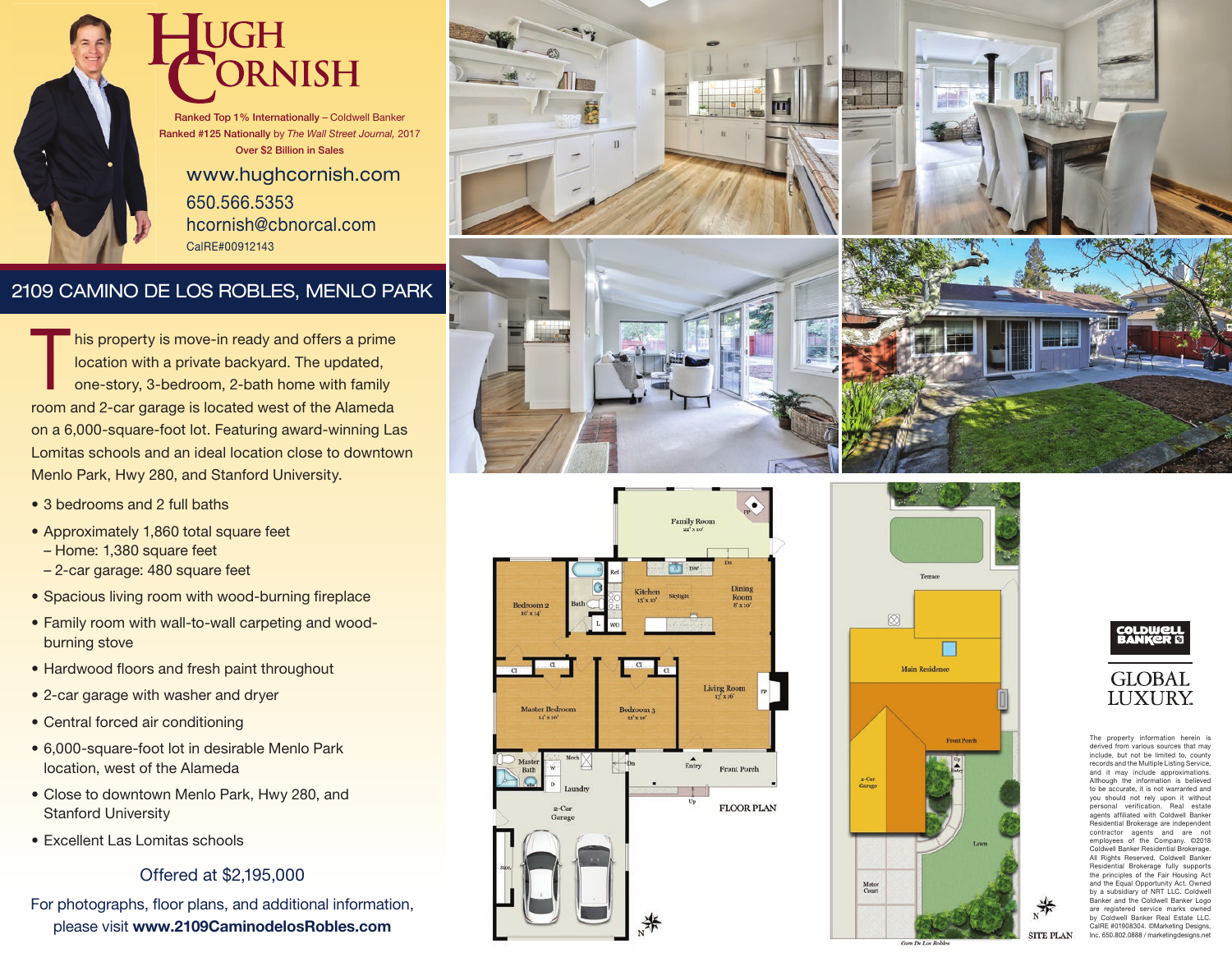# HUGH CORNISH

**Ranked Top 1% Internationally** – Coldwell Banker
**Ranked #125 Nationally** by *The Wall Street Journal*, 2017
**Over $2 Billion in Sales**

www.hughcornish.com
650.566.5353
hcornish@cbnorcal.com
CalRE#00912143

## 2109 CAMINO DE LOS ROBLES, MENLO PARK

This property is move-in ready and offers a prime location with a private backyard. The updated, one-story, 3-bedroom, 2-bath home with family room and 2-car garage is located west of the Alameda on a 6,000-square-foot lot. Featuring award-winning Las Lomitas schools and an ideal location close to downtown Menlo Park, Hwy 280, and Stanford University.

- 3 bedrooms and 2 full baths
- Approximately 1,860 total square feet
  - – Home: 1,380 square feet
  - – 2-car garage: 480 square feet
- Spacious living room with wood-burning fireplace
- Family room with wall-to-wall carpeting and wood-burning stove
- Hardwood floors and fresh paint throughout
- 2-car garage with washer and dryer
- Central forced air conditioning
- 6,000-square-foot lot in desirable Menlo Park location, west of the Alameda
- Close to downtown Menlo Park, Hwy 280, and Stanford University
- Excellent Las Lomitas schools

Offered at $2,195,000

For photographs, floor plans, and additional information, please visit **www.2109CaminodelosRobles.com**

FLOOR PLAN

Family Room 22' x 10'
Kitchen 15' x 10'
Dining Room 8' x 10'
Bedroom 2 10' x 14'
Master Bedroom 14' x 16'
Bedroom 3 11' x 16'
Living Room 13' x 16'
Master Bath
Laundry
2-Car Garage
Entry
Front Porch

SITE PLAN

Terrace
Main Residence
Front Porch
2-Car Garage
Lawn
Motor Court
Cam De Los Robles

COLDWELL BANKER
GLOBAL LUXURY.

The property information herein is derived from various sources that may include, but not be limited to, county records and the Multiple Listing Service, and it may include approximations. Although the information is believed to be accurate, it is not warranted and you should not rely upon it without personal verification. Real estate agents affiliated with Coldwell Banker Residential Brokerage are independent contractor agents and are not employees of the Company. ©2018 Coldwell Banker Residential Brokerage. All Rights Reserved. Coldwell Banker Residential Brokerage fully supports the principles of the Fair Housing Act and the Equal Opportunity Act. Owned by a subsidiary of NRT LLC. Coldwell Banker and the Coldwell Banker Logo are registered service marks owned by Coldwell Banker Real Estate LLC. CalRE #01908304. ©Marketing Designs, Inc. 650.802.0888 / marketingdesigns.net